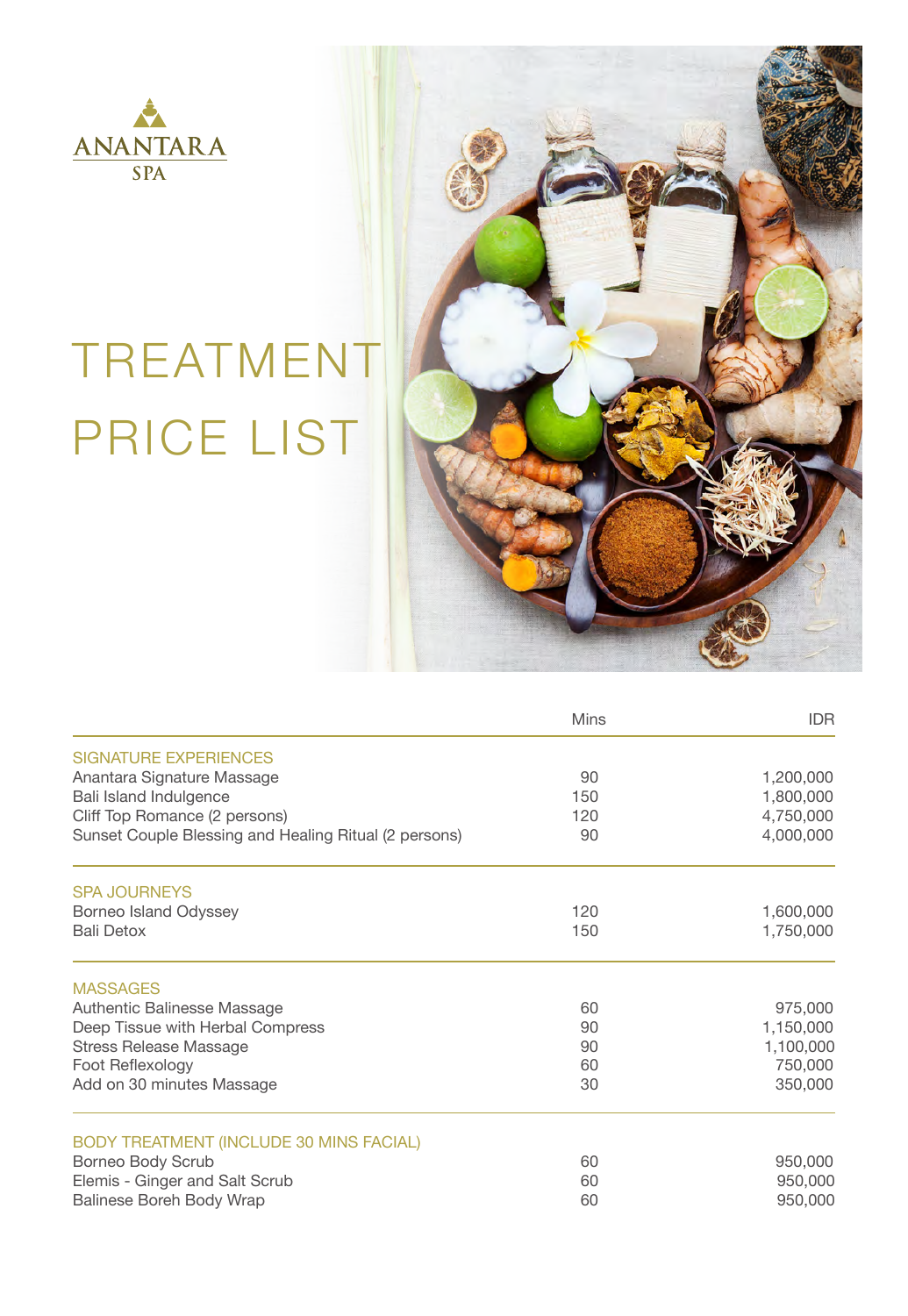ANANTARA SPA

# TREATMENT PRICE LIST

| | Mins | IDR |
|---|---|---|
| **SIGNATURE EXPERIENCES** | | |
| Anantara Signature Massage | 90 | 1,200,000 |
| Bali Island Indulgence | 150 | 1,800,000 |
| Cliff Top Romance (2 persons) | 120 | 4,750,000 |
| Sunset Couple Blessing and Healing Ritual (2 persons) | 90 | 4,000,000 |
| **SPA JOURNEYS** | | |
| Borneo Island Odyssey | 120 | 1,600,000 |
| Bali Detox | 150 | 1,750,000 |
| **MASSAGES** | | |
| Authentic Balinesse Massage | 60 | 975,000 |
| Deep Tissue with Herbal Compress | 90 | 1,150,000 |
| Stress Release Massage | 90 | 1,100,000 |
| Foot Reflexology | 60 | 750,000 |
| Add on 30 minutes Massage | 30 | 350,000 |
| **BODY TREATMENT (INCLUDE 30 MINS FACIAL)** | | |
| Borneo Body Scrub | 60 | 950,000 |
| Elemis - Ginger and Salt Scrub | 60 | 950,000 |
| Balinese Boreh Body Wrap | 60 | 950,000 |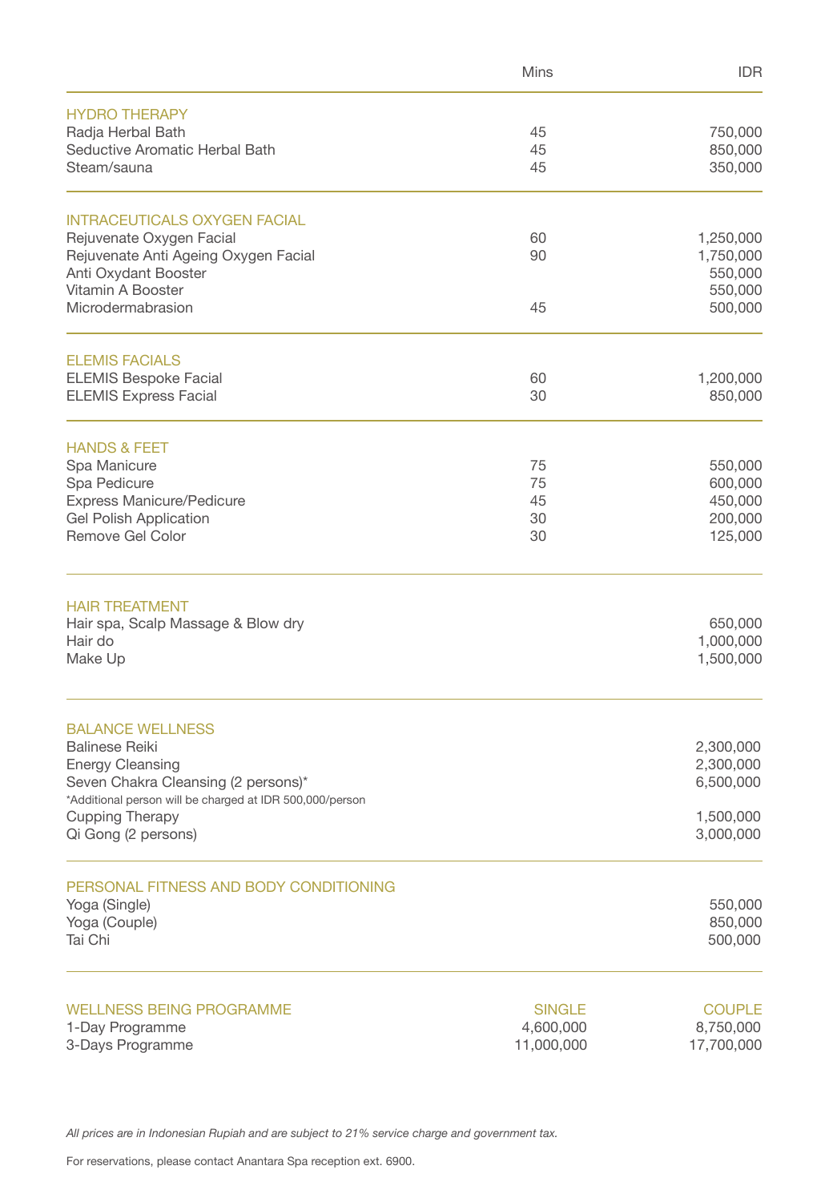| | Mins | IDR |
|---|---|---|
| **HYDRO THERAPY** | | |
| Radja Herbal Bath | 45 | 750,000 |
| Seductive Aromatic Herbal Bath | 45 | 850,000 |
| Steam/sauna | 45 | 350,000 |
| **INTRACEUTICALS OXYGEN FACIAL** | | |
| Rejuvenate Oxygen Facial | 60 | 1,250,000 |
| Rejuvenate Anti Ageing Oxygen Facial | 90 | 1,750,000 |
| Anti Oxydant Booster | | 550,000 |
| Vitamin A Booster | | 550,000 |
| Microdermabrasion | 45 | 500,000 |
| **ELEMIS FACIALS** | | |
| ELEMIS Bespoke Facial | 60 | 1,200,000 |
| ELEMIS Express Facial | 30 | 850,000 |
| **HANDS & FEET** | | |
| Spa Manicure | 75 | 550,000 |
| Spa Pedicure | 75 | 600,000 |
| Express Manicure/Pedicure | 45 | 450,000 |
| Gel Polish Application | 30 | 200,000 |
| Remove Gel Color | 30 | 125,000 |
| **HAIR TREATMENT** | | |
| Hair spa, Scalp Massage & Blow dry | | 650,000 |
| Hair do | | 1,000,000 |
| Make Up | | 1,500,000 |
| **BALANCE WELLNESS** | | |
| Balinese Reiki | | 2,300,000 |
| Energy Cleansing | | 2,300,000 |
| Seven Chakra Cleansing (2 persons)* | | 6,500,000 |
| *Additional person will be charged at IDR 500,000/person | | |
| Cupping Therapy | | 1,500,000 |
| Qi Gong (2 persons) | | 3,000,000 |
| **PERSONAL FITNESS AND BODY CONDITIONING** | | |
| Yoga (Single) | | 550,000 |
| Yoga (Couple) | | 850,000 |
| Tai Chi | | 500,000 |

| WELLNESS BEING PROGRAMME | SINGLE | COUPLE |
|---|---|---|
| 1-Day Programme | 4,600,000 | 8,750,000 |
| 3-Days Programme | 11,000,000 | 17,700,000 |

*All prices are in Indonesian Rupiah and are subject to 21% service charge and government tax.*

For reservations, please contact Anantara Spa reception ext. 6900.